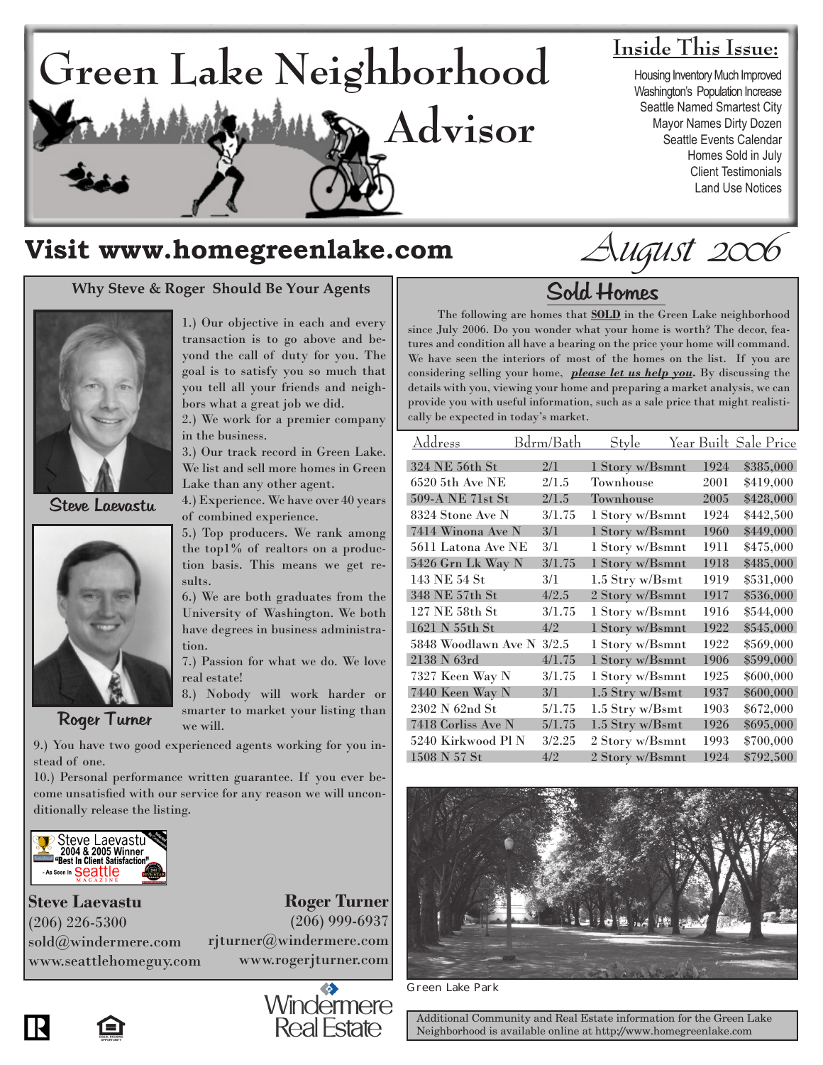# Green Lake Neighborhood Advisor

## Inside This Issue:

- Housing Inventory Much Improved
- Washington's Population Increase
- Seattle Named Smartest City
- Mayor Names Dirty Dozen
- Seattle Events Calendar
- Homes Sold in July
- Client Testimonials
- Land Use Notices

## Visit www.homegreenlake.com

*August 2006*

### Why Steve & Roger Should Be Your Agents

Steve Laevastu

Roger Turner

1.) Our objective in each and every transaction is to go above and beyond the call of duty for you. The goal is to satisfy you so much that you tell all your friends and neighbors what a great job we did.

2.) We work for a premier company in the business.

3.) Our track record in Green Lake. We list and sell more homes in Green Lake than any other agent.

4.) Experience. We have over 40 years of combined experience.

5.) Top producers. We rank among the top1% of realtors on a production basis. This means we get results.

6.) We are both graduates from the University of Washington. We both have degrees in business administration.

7.) Passion for what we do. We love real estate!

8.) Nobody will work harder or smarter to market your listing than we will.

9.) You have two good experienced agents working for you instead of one.

10.) Personal performance written guarantee. If you ever become unsatisfied with our service for any reason we will unconditionally release the listing.

Steve Laevastu 2004 & 2005 Winner "Best In Client Satisfaction" - As Seen In Seattle Magazine

**Steve Laevastu**
(206) 226-5300
sold@windermere.com
www.seattlehomeguy.com

**Roger Turner**
(206) 999-6937
rjturner@windermere.com
www.rogerjturner.com

Windermere Real Estate

### Sold Homes

The following are homes that **SOLD** in the Green Lake neighborhood since July 2006. Do you wonder what your home is worth? The decor, features and condition all have a bearing on the price your home will command. We have seen the interiors of most of the homes on the list. If you are considering selling your home, ***please let us help you***. By discussing the details with you, viewing your home and preparing a market analysis, we can provide you with useful information, such as a sale price that might realistically be expected in today's market.

| Address | Bdrm/Bath | Style | Year Built | Sale Price |
|---|---|---|---|---|
| 324 NE 56th St | 2/1 | 1 Story w/Bsmnt | 1924 | $385,000 |
| 6520 5th Ave NE | 2/1.5 | Townhouse | 2001 | $419,000 |
| 509-A NE 71st St | 2/1.5 | Townhouse | 2005 | $428,000 |
| 8324 Stone Ave N | 3/1.75 | 1 Story w/Bsmnt | 1924 | $442,500 |
| 7414 Winona Ave N | 3/1 | 1 Story w/Bsmnt | 1960 | $449,000 |
| 5611 Latona Ave NE | 3/1 | 1 Story w/Bsmnt | 1911 | $475,000 |
| 5426 Grn Lk Way N | 3/1.75 | 1 Story w/Bsmnt | 1918 | $485,000 |
| 143 NE 54 St | 3/1 | 1.5 Stry w/Bsmt | 1919 | $531,000 |
| 348 NE 57th St | 4/2.5 | 2 Story w/Bsmnt | 1917 | $536,000 |
| 127 NE 58th St | 3/1.75 | 1 Story w/Bsmnt | 1916 | $544,000 |
| 1621 N 55th St | 4/2 | 1 Story w/Bsmnt | 1922 | $545,000 |
| 5848 Woodlawn Ave N | 3/2.5 | 1 Story w/Bsmnt | 1922 | $569,000 |
| 2138 N 63rd | 4/1.75 | 1 Story w/Bsmnt | 1906 | $599,000 |
| 7327 Keen Way N | 3/1.75 | 1 Story w/Bsmnt | 1925 | $600,000 |
| 7440 Keen Way N | 3/1 | 1.5 Stry w/Bsmt | 1937 | $600,000 |
| 2302 N 62nd St | 5/1.75 | 1.5 Stry w/Bsmt | 1903 | $672,000 |
| 7418 Corliss Ave N | 5/1.75 | 1.5 Stry w/Bsmt | 1926 | $695,000 |
| 5240 Kirkwood Pl N | 3/2.25 | 2 Story w/Bsmnt | 1993 | $700,000 |
| 1508 N 57 St | 4/2 | 2 Story w/Bsmnt | 1924 | $792,500 |

Green Lake Park

Additional Community and Real Estate information for the Green Lake Neighborhood is available online at http://www.homegreenlake.com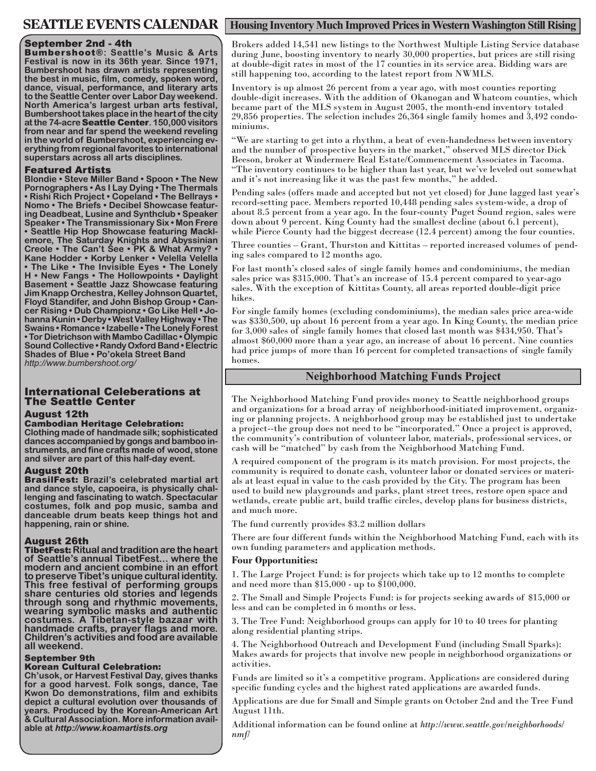# SEATTLE EVENTS CALENDAR

### September 2nd - 4th

**Bumbershoot®: Seattle's Music & Arts Festival is now in its 36th year. Since 1971, Bumbershoot has drawn artists representing the best in music, film, comedy, spoken word, dance, visual, performance, and literary arts to the Seattle Center over Labor Day weekend. North America's largest urban arts festival, Bumbershoot takes place in the heart of the city at the 74-acre Seattle Center. 150,000 visitors from near and far spend the weekend reveling in the world of Bumbershoot, experiencing everything from regional favorites to international superstars across all arts disciplines.**

### Featured Artists

**Blondie • Steve Miller Band • Spoon • The New Pornographers • As I Lay Dying • The Thermals • Rishi Rich Project • Copeland • The Bellrays • Nomo • The Briefs • Decibel Showcase featuring Deadbeat, Lusine and Synthclub • Speaker Speaker • The Transmissionary Six • Mon Frere • Seattle Hip Hop Showcase featuring Macklemore, The Saturday Knights and Abyssinian Creole • The Can't See • PK & What Army? • Kane Hodder • Korby Lenker • Velella Velella • The Like • The Invisible Eyes • The Lonely H • New Fangs • The Hollowpoints • Daylight Basement • Seattle Jazz Showcase featuring Jim Knapp Orchestra, Kelley Johnson Quartet, Floyd Standifer, and John Bishop Group • Cancer Rising • Dub Championz • Go Like Hell • Johanna Kunin • Derby • West Valley Highway • The Swains • Romance • Izabelle • The Lonely Forest • Tor Dietrichson with Mambo Cadillac • Olympic Sound Collective • Randy Oxford Band • Electric Shades of Blue • Po'okela Street Band**

*http://www.bumbershoot.org/*

## International Celeberations at The Seattle Center

### August 12th

**Cambodian Heritage Celebration:**
**Clothing made of handmade silk; sophisticated dances accompanied by gongs and bamboo instruments, and fine crafts made of wood, stone and silver are part of this half-day event.**

### August 20th

**BrasilFest: Brazil's celebrated martial art and dance style, capoeira, is physically challenging and fascinating to watch. Spectacular costumes, folk and pop music, samba and danceable drum beats keep things hot and happening, rain or shine.**

### August 26th

**TibetFest: Ritual and tradition are the heart of Seattle's annual TibetFest... where the modern and ancient combine in an effort to preserve Tibet's unique cultural identity. This free festival of performing groups share centuries old stories and legends through song and rhythmic movements, wearing symbolic masks and authentic costumes. A Tibetan-style bazaar with handmade crafts, prayer flags and more. Children's activities and food are available all weekend.**

### September 9th

**Korean Cultural Celebration:**
**Ch'usok, or Harvest Festival Day, gives thanks for a good harvest. Folk songs, dance, Tae Kwon Do demonstrations, film and exhibits depict a cultural evolution over thousands of years. Produced by the Korean-American Art & Cultural Association. More information available at *http://www.koamartists.org***

## Housing Inventory Much Improved Prices in Western Washington Still Rising

Brokers added 14,541 new listings to the Northwest Multiple Listing Service database during June, boosting inventory to nearly 30,000 properties, but prices are still rising at double-digit rates in most of the 17 counties in its service area. Bidding wars are still happening too, according to the latest report from NWMLS.

Inventory is up almost 26 percent from a year ago, with most counties reporting double-digit increases. With the addition of Okanogan and Whatcom counties, which became part of the MLS system in August 2005, the month-end inventory totaled 29,856 properties. The selection includes 26,364 single family homes and 3,492 condominiums.

"We are starting to get into a rhythm, a beat of even-handedness between inventory and the number of prospective buyers in the market," observed MLS director Dick Beeson, broker at Windermere Real Estate/Commencement Associates in Tacoma. "The inventory continues to be higher than last year, but we've leveled out somewhat and it's not increasing like it was the past few months," he added.

Pending sales (offers made and accepted but not yet closed) for June lagged last year's record-setting pace. Members reported 10,448 pending sales system-wide, a drop of about 8.5 percent from a year ago. In the four-county Puget Sound region, sales were down about 9 percent. King County had the smallest decline (about 6.1 percent), while Pierce County had the biggest decrease (12.4 percent) among the four counties.

Three counties – Grant, Thurston and Kittitas – reported increased volumes of pending sales compared to 12 months ago.

For last month's closed sales of single family homes and condominiums, the median sales price was $315,000. That's an increase of 15.4 percent compared to year-ago sales. With the exception of Kittitas County, all areas reported double-digit price hikes.

For single family homes (excluding condominiums), the median sales price area-wide was $330,500, up about 16 percent from a year ago. In King County, the median price for 3,000 sales of single family homes that closed last month was $434,950. That's almost $60,000 more than a year ago, an increase of about 16 percent. Nine counties had price jumps of more than 16 percent for completed transactions of single family homes.

## Neighborhood Matching Funds Project

The Neighborhood Matching Fund provides money to Seattle neighborhood groups and organizations for a broad array of neighborhood-initiated improvement, organizing or planning projects. A neighborhood group may be established just to undertake a project--the group does not need to be "incorporated." Once a project is approved, the community's contribution of volunteer labor, materials, professional services, or cash will be "matched" by cash from the Neighborhood Matching Fund.

A required component of the program is its match provision. For most projects, the community is required to donate cash, volunteer labor or donated services or materials at least equal in value to the cash provided by the City. The program has been used to build new playgrounds and parks, plant street trees, restore open space and wetlands, create public art, build traffic circles, develop plans for business districts, and much more.

The fund currently provides $3.2 million dollars

There are four different funds within the Neighborhood Matching Fund, each with its own funding parameters and application methods.

**Four Opportunities:**

1. The Large Project Fund: is for projects which take up to 12 months to complete and need more than $15,000 - up to $100,000.
2. The Small and Simple Projects Fund: is for projects seeking awards of $15,000 or less and can be completed in 6 months or less.
3. The Tree Fund: Neighborhood groups can apply for 10 to 40 trees for planting along residential planting strips.
4. The Neighborhood Outreach and Development Fund (including Small Sparks): Makes awards for projects that involve new people in neighborhood organizations or activities.

Funds are limited so it's a competitive program. Applications are considered during specific funding cycles and the highest rated applications are awarded funds.

Applications are due for Small and Simple grants on October 2nd and the Tree Fund August 11th.

Additional information can be found online at ***http://www.seattle.gov/neighborhoods/nmf/***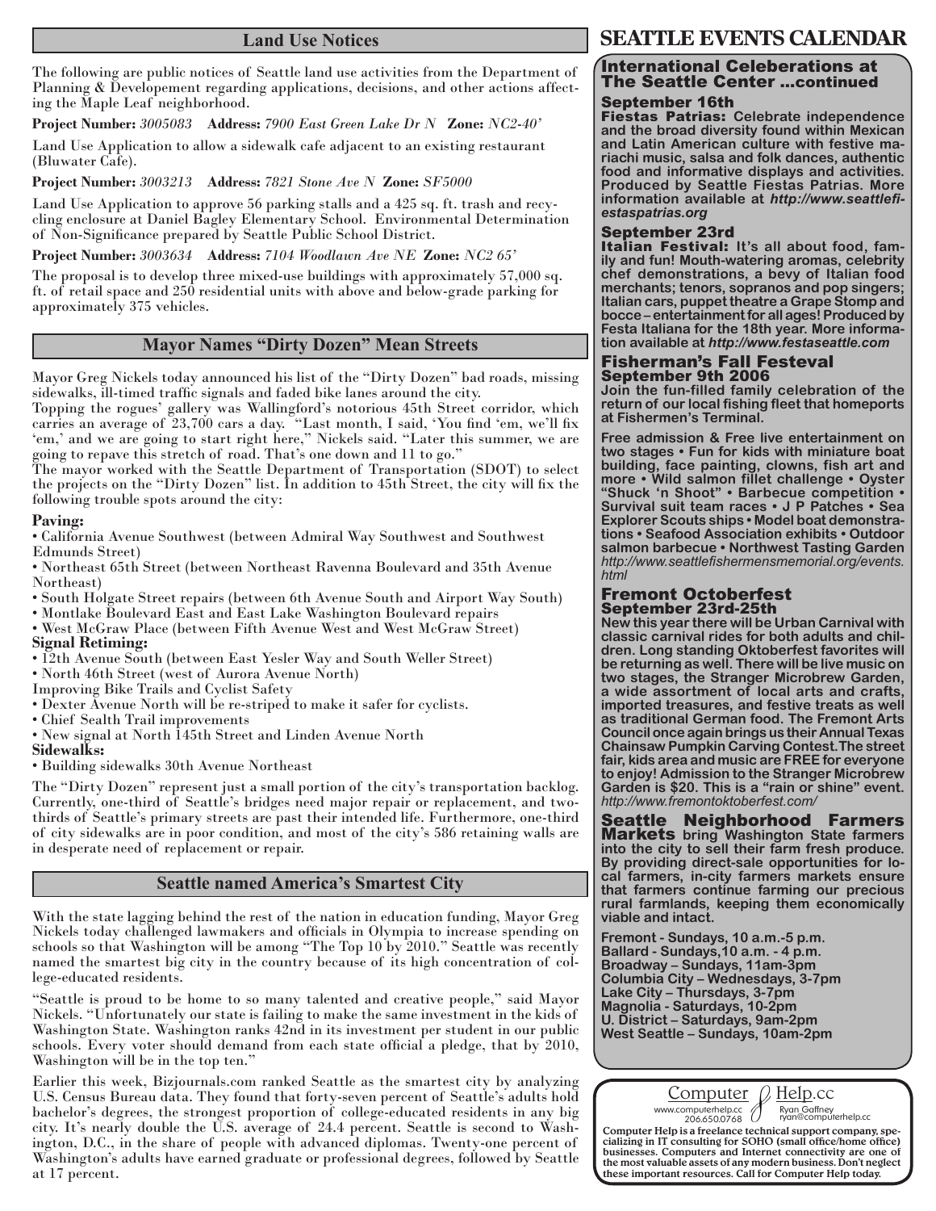## Land Use Notices

The following are public notices of Seattle land use activities from the Department of Planning & Developement regarding applications, decisions, and other actions affecting the Maple Leaf neighborhood.

**Project Number:** *3005083* **Address:** *7900 East Green Lake Dr N* **Zone:** *NC2-40'*

Land Use Application to allow a sidewalk cafe adjacent to an existing restaurant (Bluwater Cafe).

**Project Number:** *3003213* **Address:** *7821 Stone Ave N* **Zone:** *SF5000*

Land Use Application to approve 56 parking stalls and a 425 sq. ft. trash and recycling enclosure at Daniel Bagley Elementary School. Environmental Determination of Non-Significance prepared by Seattle Public School District.

**Project Number:** *3003634* **Address:** *7104 Woodlawn Ave NE* **Zone:** *NC2 65'*

The proposal is to develop three mixed-use buildings with approximately 57,000 sq. ft. of retail space and 250 residential units with above and below-grade parking for approximately 375 vehicles.

## Mayor Names "Dirty Dozen" Mean Streets

Mayor Greg Nickels today announced his list of the "Dirty Dozen" bad roads, missing sidewalks, ill-timed traffic signals and faded bike lanes around the city.

Topping the rogues' gallery was Wallingford's notorious 45th Street corridor, which carries an average of 23,700 cars a day. "Last month, I said, 'You find 'em, we'll fix 'em,' and we are going to start right here," Nickels said. "Later this summer, we are going to repave this stretch of road. That's one down and 11 to go."

The mayor worked with the Seattle Department of Transportation (SDOT) to select the projects on the "Dirty Dozen" list. In addition to 45th Street, the city will fix the following trouble spots around the city:

**Paving:**

- California Avenue Southwest (between Admiral Way Southwest and Southwest Edmunds Street)
- Northeast 65th Street (between Northeast Ravenna Boulevard and 35th Avenue Northeast)
- South Holgate Street repairs (between 6th Avenue South and Airport Way South)
- Montlake Boulevard East and East Lake Washington Boulevard repairs
- West McGraw Place (between Fifth Avenue West and West McGraw Street)

**Signal Retiming:**

- 12th Avenue South (between East Yesler Way and South Weller Street)
- North 46th Street (west of Aurora Avenue North)

Improving Bike Trails and Cyclist Safety

- Dexter Avenue North will be re-striped to make it safer for cyclists.
- Chief Sealth Trail improvements
- New signal at North 145th Street and Linden Avenue North

**Sidewalks:**

- Building sidewalks 30th Avenue Northeast

The "Dirty Dozen" represent just a small portion of the city's transportation backlog. Currently, one-third of Seattle's bridges need major repair or replacement, and two-thirds of Seattle's primary streets are past their intended life. Furthermore, one-third of city sidewalks are in poor condition, and most of the city's 586 retaining walls are in desperate need of replacement or repair.

## Seattle named America's Smartest City

With the state lagging behind the rest of the nation in education funding, Mayor Greg Nickels today challenged lawmakers and officials in Olympia to increase spending on schools so that Washington will be among "The Top 10 by 2010." Seattle was recently named the smartest big city in the country because of its high concentration of college-educated residents.

"Seattle is proud to be home to so many talented and creative people," said Mayor Nickels. "Unfortunately our state is failing to make the same investment in the kids of Washington State. Washington ranks 42nd in its investment per student in our public schools. Every voter should demand from each state official a pledge, that by 2010, Washington will be in the top ten."

Earlier this week, Bizjournals.com ranked Seattle as the smartest city by analyzing U.S. Census Bureau data. They found that forty-seven percent of Seattle's adults hold bachelor's degrees, the strongest proportion of college-educated residents in any big city. It's nearly double the U.S. average of 24.4 percent. Seattle is second to Washington, D.C., in the share of people with advanced diplomas. Twenty-one percent of Washington's adults have earned graduate or professional degrees, followed by Seattle at 17 percent.

# SEATTLE EVENTS CALENDAR

## International Celebrations at The Seattle Center ...continued

### September 16th

**Fiestas Patrias: Celebrate independence and the broad diversity found within Mexican and Latin American culture with festive mariachi music, salsa and folk dances, authentic food and informative displays and activities. Produced by Seattle Fiestas Patrias. More information available at *http://www.seattlefiestaspatrias.org***

### September 23rd

**Italian Festival: It's all about food, family and fun! Mouth-watering aromas, celebrity chef demonstrations, a bevy of Italian food merchants; tenors, sopranos and pop singers; Italian cars, puppet theatre a Grape Stomp and bocce – entertainment for all ages! Produced by Festa Italiana for the 18th year. More information available at *http://www.festaseattle.com***

## Fisherman's Fall Festeval
### September 9th 2006

**Join the fun-filled family celebration of the return of our local fishing fleet that homeports at Fishermen's Terminal.**

**Free admission & Free live entertainment on two stages • Fun for kids with miniature boat building, face painting, clowns, fish art and more • Wild salmon fillet challenge • Oyster "Shuck 'n Shoot" • Barbecue competition • Survival suit team races • J P Patches • Sea Explorer Scouts ships • Model boat demonstrations • Seafood Association exhibits • Outdoor salmon barbecue • Northwest Tasting Garden**
*http://www.seattlefishermensmemorial.org/events.html*

## Fremont Octoberfest
### September 23rd-25th

**New this year there will be Urban Carnival with classic carnival rides for both adults and children. Long standing Oktoberfest favorites will be returning as well. There will be live music on two stages, the Stranger Microbrew Garden, a wide assortment of local arts and crafts, imported treasures, and festive treats as well as traditional German food. The Fremont Arts Council once again brings us their Annual Texas Chainsaw Pumpkin Carving Contest.The street fair, kids area and music are FREE for everyone to enjoy! Admission to the Stranger Microbrew Garden is $20. This is a "rain or shine" event.**
*http://www.fremontoktoberfest.com/*

## Seattle Neighborhood Farmers Markets

**bring Washington State farmers into the city to sell their farm fresh produce. By providing direct-sale opportunities for local farmers, in-city farmers markets ensure that farmers continue farming our precious rural farmlands, keeping them economically viable and intact.**

**Fremont - Sundays, 10 a.m.-5 p.m.**
**Ballard - Sundays,10 a.m. - 4 p.m.**
**Broadway – Sundays, 11am-3pm**
**Columbia City – Wednesdays, 3-7pm**
**Lake City – Thursdays, 3-7pm**
**Magnolia - Saturdays, 10-2pm**
**U. District – Saturdays, 9am-2pm**
**West Seattle – Sundays, 10am-2pm**

Computer Help.cc
www.computerhelp.cc 206.650.0768 — Ryan Gaffney ryan@computerhelp.cc

**Computer Help is a freelance technical support company, specializing in IT consulting for SOHO (small office/home office) businesses. Computers and Internet connectivity are one of the most valuable assets of any modern business. Don't neglect these important resources. Call for Computer Help today.**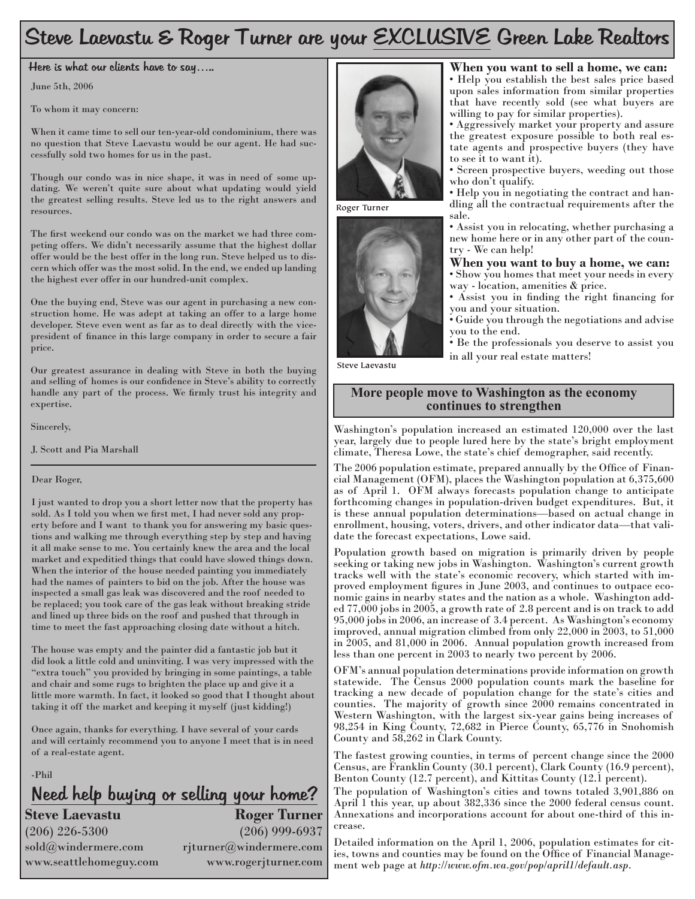# Steve Laevastu & Roger Turner are your EXCLUSIVE Green Lake Realtors

### Here is what our clients have to say…..

June 5th, 2006

To whom it may concern:

When it came time to sell our ten-year-old condominium, there was no question that Steve Laevastu would be our agent. He had successfully sold two homes for us in the past.

Though our condo was in nice shape, it was in need of some updating. We weren't quite sure about what updating would yield the greatest selling results. Steve led us to the right answers and resources.

The first weekend our condo was on the market we had three competing offers. We didn't necessarily assume that the highest dollar offer would be the best offer in the long run. Steve helped us to discern which offer was the most solid. In the end, we ended up landing the highest ever offer in our hundred-unit complex.

One the buying end, Steve was our agent in purchasing a new construction home. He was adept at taking an offer to a large home developer. Steve even went as far as to deal directly with the vice-president of finance in this large company in order to secure a fair price.

Our greatest assurance in dealing with Steve in both the buying and selling of homes is our confidence in Steve's ability to correctly handle any part of the process. We firmly trust his integrity and expertise.

Sincerely,

J. Scott and Pia Marshall

---

Dear Roger,

I just wanted to drop you a short letter now that the property has sold. As I told you when we first met, I had never sold any property before and I want to thank you for answering my basic questions and walking me through everything step by step and having it all make sense to me. You certainly knew the area and the local market and expeditied things that could have slowed things down. When the interior of the house needed painting you immediately had the names of painters to bid on the job. After the house was inspected a small gas leak was discovered and the roof needed to be replaced; you took care of the gas leak without breaking stride and lined up three bids on the roof and pushed that through in time to meet the fast approaching closing date without a hitch.

The house was empty and the painter did a fantastic job but it did look a little cold and uninviting. I was very impressed with the "extra touch" you provided by bringing in some paintings, a table and chair and some rugs to brighten the place up and give it a little more warmth. In fact, it looked so good that I thought about taking it off the market and keeping it myself (just kidding!)

Once again, thanks for everything. I have several of your cards and will certainly recommend you to anyone I meet that is in need of a real-estate agent.

-Phil

## Need help buying or selling your home?

**Steve Laevastu**
(206) 226-5300
sold@windermere.com
www.seattlehomeguy.com

**Roger Turner**
(206) 999-6937
rjturner@windermere.com
www.rogerjturner.com

Roger Turner

Steve Laevastu

### When you want to sell a home, we can:

- Help you establish the best sales price based upon sales information from similar properties that have recently sold (see what buyers are willing to pay for similar properties).
- Aggressively market your property and assure the greatest exposure possible to both real estate agents and prospective buyers (they have to see it to want it).
- Screen prospective buyers, weeding out those who don't qualify.
- Help you in negotiating the contract and handling all the contractual requirements after the sale.
- Assist you in relocating, whether purchasing a new home here or in any other part of the country - We can help!

### When you want to buy a home, we can:

- Show you homes that meet your needs in every way - location, amenities & price.
- Assist you in finding the right financing for you and your situation.
- Guide you through the negotiations and advise you to the end.
- Be the professionals you deserve to assist you in all your real estate matters!

## More people move to Washington as the economy continues to strengthen

Washington's population increased an estimated 120,000 over the last year, largely due to people lured here by the state's bright employment climate, Theresa Lowe, the state's chief demographer, said recently.

The 2006 population estimate, prepared annually by the Office of Financial Management (OFM), places the Washington population at 6,375,600 as of April 1. OFM always forecasts population change to anticipate forthcoming changes in population-driven budget expenditures. But, it is these annual population determinations—based on actual change in enrollment, housing, voters, drivers, and other indicator data—that validate the forecast expectations, Lowe said.

Population growth based on migration is primarily driven by people seeking or taking new jobs in Washington. Washington's current growth tracks well with the state's economic recovery, which started with improved employment figures in June 2003, and continues to outpace economic gains in nearby states and the nation as a whole. Washington added 77,000 jobs in 2005, a growth rate of 2.8 percent and is on track to add 95,000 jobs in 2006, an increase of 3.4 percent. As Washington's economy improved, annual migration climbed from only 22,000 in 2003, to 51,000 in 2005, and 81,000 in 2006. Annual population growth increased from less than one percent in 2003 to nearly two percent by 2006.

OFM's annual population determinations provide information on growth statewide. The Census 2000 population counts mark the baseline for tracking a new decade of population change for the state's cities and counties. The majority of growth since 2000 remains concentrated in Western Washington, with the largest six-year gains being increases of 98,254 in King County, 72,682 in Pierce County, 65,776 in Snohomish County and 58,262 in Clark County.

The fastest growing counties, in terms of percent change since the 2000 Census, are Franklin County (30.1 percent), Clark County (16.9 percent), Benton County (12.7 percent), and Kittitas County (12.1 percent).

The population of Washington's cities and towns totaled 3,901,886 on April 1 this year, up about 382,336 since the 2000 federal census count. Annexations and incorporations account for about one-third of this increase.

Detailed information on the April 1, 2006, population estimates for cities, towns and counties may be found on the Office of Financial Management web page at *http://www.ofm.wa.gov/pop/april1/default.asp*.